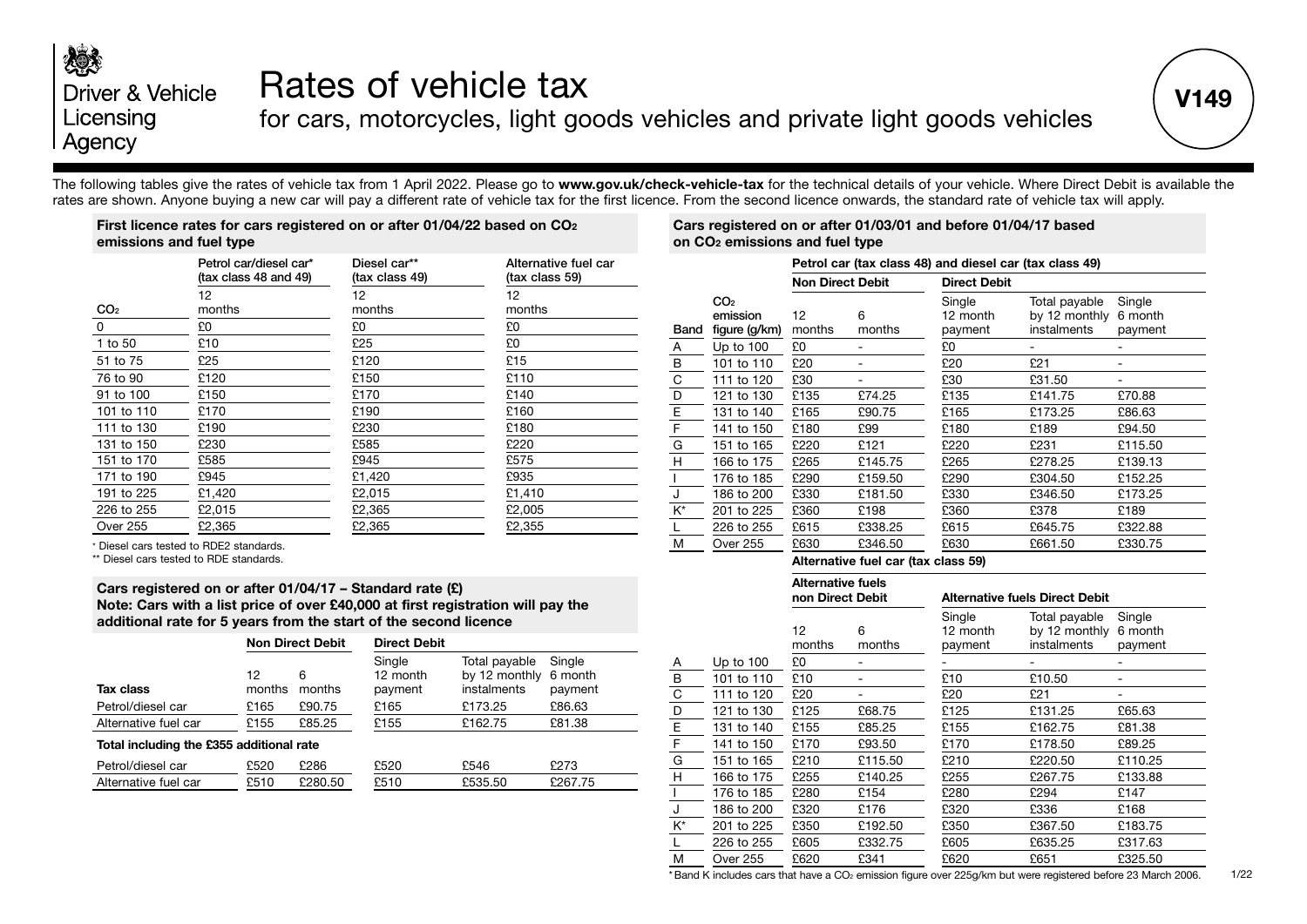Driver & Vehicle Licensing Agency

# Rates of vehicle tax

## for cars, motorcycles, light goods vehicles and private light goods vehicles

**V149**

The following tables give the rates of vehicle tax from 1 April 2022. Please go to **www.gov.uk/check-vehicle-tax** for the technical details of your vehicle. Where Direct Debit is available the rates are shown. Anyone buying a new car will pay a different rate of vehicle tax for the first licence. From the second licence onwards, the standard rate of vehicle tax will apply.

### First licence rates for cars registered on or after 01/04/22 based on $CO_2$ emissions and fuel type

| $CO_2$ | Petrol car/diesel car* (tax class 48 and 49) 12 months | Diesel car** (tax class 49) 12 months | Alternative fuel car (tax class 59) 12 months |
|---|---|---|---|
| 0 | £0 | £0 | £0 |
| 1 to 50 | £10 | £25 | £0 |
| 51 to 75 | £25 | £120 | £15 |
| 76 to 90 | £120 | £150 | £110 |
| 91 to 100 | £150 | £170 | £140 |
| 101 to 110 | £170 | £190 | £160 |
| 111 to 130 | £190 | £230 | £180 |
| 131 to 150 | £230 | £585 | £220 |
| 151 to 170 | £585 | £945 | £575 |
| 171 to 190 | £945 | £1,420 | £935 |
| 191 to 225 | £1,420 | £2,015 | £1,410 |
| 226 to 255 | £2,015 | £2,365 | £2,005 |
| Over 255 | £2,365 | £2,365 | £2,355 |

* Diesel cars tested to RDE2 standards.
** Diesel cars tested to RDE standards.

### Cars registered on or after 01/04/17 – Standard rate (£)

**Note: Cars with a list price of over £40,000 at first registration will pay the additional rate for 5 years from the start of the second licence**

| | Non Direct Debit | | Direct Debit | | |
|---|---|---|---|---|---|
| Tax class | 12 months | 6 months | Single 12 month payment | Total payable by 12 monthly instalments | Single 6 month payment |
| Petrol/diesel car | £165 | £90.75 | £165 | £173.25 | £86.63 |
| Alternative fuel car | £155 | £85.25 | £155 | £162.75 | £81.38 |
| **Total including the £355 additional rate** | | | | | |
| Petrol/diesel car | £520 | £286 | £520 | £546 | £273 |
| Alternative fuel car | £510 | £280.50 | £510 | £535.50 | £267.75 |

### Cars registered on or after 01/03/01 and before 01/04/17 based on $CO_2$ emissions and fuel type

**Petrol car (tax class 48) and diesel car (tax class 49)**

| | | Non Direct Debit | | Direct Debit | | |
|---|---|---|---|---|---|---|
| Band | $CO_2$ emission figure (g/km) | 12 months | 6 months | Single 12 month payment | Total payable by 12 monthly instalments | Single 6 month payment |
| A | Up to 100 | £0 | - | £0 | - | - |
| B | 101 to 110 | £20 | - | £20 | £21 | - |
| C | 111 to 120 | £30 | - | £30 | £31.50 | - |
| D | 121 to 130 | £135 | £74.25 | £135 | £141.75 | £70.88 |
| E | 131 to 140 | £165 | £90.75 | £165 | £173.25 | £86.63 |
| F | 141 to 150 | £180 | £99 | £180 | £189 | £94.50 |
| G | 151 to 165 | £220 | £121 | £220 | £231 | £115.50 |
| H | 166 to 175 | £265 | £145.75 | £265 | £278.25 | £139.13 |
| I | 176 to 185 | £290 | £159.50 | £290 | £304.50 | £152.25 |
| J | 186 to 200 | £330 | £181.50 | £330 | £346.50 | £173.25 |
| K* | 201 to 225 | £360 | £198 | £360 | £378 | £189 |
| L | 226 to 255 | £615 | £338.25 | £615 | £645.75 | £322.88 |
| M | Over 255 | £630 | £346.50 | £630 | £661.50 | £330.75 |

**Alternative fuel car (tax class 59)**

| | | Alternative fuels non Direct Debit | | Alternative fuels Direct Debit | | |
|---|---|---|---|---|---|---|
| Band | $CO_2$ emission figure (g/km) | 12 months | 6 months | Single 12 month payment | Total payable by 12 monthly instalments | Single 6 month payment |
| A | Up to 100 | £0 | - | - | - | - |
| B | 101 to 110 | £10 | - | £10 | £10.50 | - |
| C | 111 to 120 | £20 | - | £20 | £21 | - |
| D | 121 to 130 | £125 | £68.75 | £125 | £131.25 | £65.63 |
| E | 131 to 140 | £155 | £85.25 | £155 | £162.75 | £81.38 |
| F | 141 to 150 | £170 | £93.50 | £170 | £178.50 | £89.25 |
| G | 151 to 165 | £210 | £115.50 | £210 | £220.50 | £110.25 |
| H | 166 to 175 | £255 | £140.25 | £255 | £267.75 | £133.88 |
| I | 176 to 185 | £280 | £154 | £280 | £294 | £147 |
| J | 186 to 200 | £320 | £176 | £320 | £336 | £168 |
| K* | 201 to 225 | £350 | £192.50 | £350 | £367.50 | £183.75 |
| L | 226 to 255 | £605 | £332.75 | £605 | £635.25 | £317.63 |
| M | Over 255 | £620 | £341 | £620 | £651 | £325.50 |

* Band K includes cars that have a $CO_2$ emission figure over 225g/km but were registered before 23 March 2006.

1/22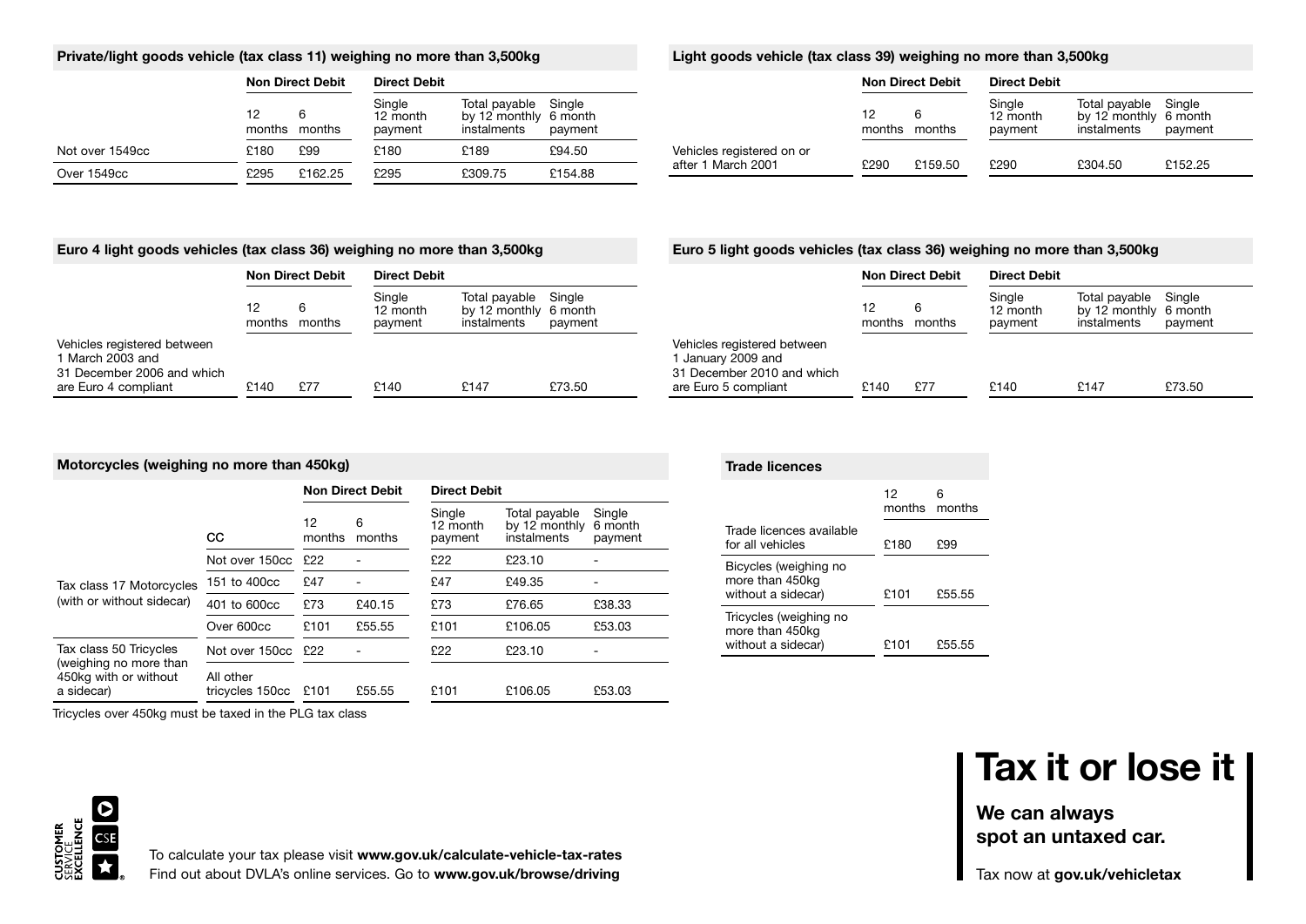## Private/light goods vehicle (tax class 11) weighing no more than 3,500kg

| | Non Direct Debit | | Direct Debit | | |
|---|---|---|---|---|---|
| | 12 months | 6 months | Single 12 month payment | Total payable by 12 monthly instalments | Single 6 month payment |
| Not over 1549cc | £180 | £99 | £180 | £189 | £94.50 |
| Over 1549cc | £295 | £162.25 | £295 | £309.75 | £154.88 |

## Light goods vehicle (tax class 39) weighing no more than 3,500kg

| | Non Direct Debit | | Direct Debit | | |
|---|---|---|---|---|---|
| | 12 months | 6 months | Single 12 month payment | Total payable by 12 monthly instalments | Single 6 month payment |
| Vehicles registered on or after 1 March 2001 | £290 | £159.50 | £290 | £304.50 | £152.25 |

## Euro 4 light goods vehicles (tax class 36) weighing no more than 3,500kg

| | Non Direct Debit | | Direct Debit | | |
|---|---|---|---|---|---|
| | 12 months | 6 months | Single 12 month payment | Total payable by 12 monthly instalments | Single 6 month payment |
| Vehicles registered between 1 March 2003 and 31 December 2006 and which are Euro 4 compliant | £140 | £77 | £140 | £147 | £73.50 |

## Euro 5 light goods vehicles (tax class 36) weighing no more than 3,500kg

| | Non Direct Debit | | Direct Debit | | |
|---|---|---|---|---|---|
| | 12 months | 6 months | Single 12 month payment | Total payable by 12 monthly instalments | Single 6 month payment |
| Vehicles registered between 1 January 2009 and 31 December 2010 and which are Euro 5 compliant | £140 | £77 | £140 | £147 | £73.50 |

## Motorcycles (weighing no more than 450kg)

| | | Non Direct Debit | | Direct Debit | | |
|---|---|---|---|---|---|---|
| | CC | 12 months | 6 months | Single 12 month payment | Total payable by 12 monthly instalments | Single 6 month payment |
| Tax class 17 Motorcycles (with or without sidecar) | Not over 150cc | £22 | - | £22 | £23.10 | - |
| | 151 to 400cc | £47 | - | £47 | £49.35 | - |
| | 401 to 600cc | £73 | £40.15 | £73 | £76.65 | £38.33 |
| | Over 600cc | £101 | £55.55 | £101 | £106.05 | £53.03 |
| Tax class 50 Tricycles (weighing no more than 450kg with or without a sidecar) | Not over 150cc | £22 | - | £22 | £23.10 | - |
| | All other tricycles 150cc | £101 | £55.55 | £101 | £106.05 | £53.03 |

Tricycles over 450kg must be taxed in the PLG tax class

## Trade licences

| | 12 months | 6 months |
|---|---|---|
| Trade licences available for all vehicles | £180 | £99 |
| Bicycles (weighing no more than 450kg without a sidecar) | £101 | £55.55 |
| Tricycles (weighing no more than 450kg without a sidecar) | £101 | £55.55 |

CUSTOMER SERVICE EXCELLENCE

To calculate your tax please visit **www.gov.uk/calculate-vehicle-tax-rates**
Find out about DVLA's online services. Go to **www.gov.uk/browse/driving**

# Tax it or lose it

**We can always spot an untaxed car.**

Tax now at **gov.uk/vehicletax**